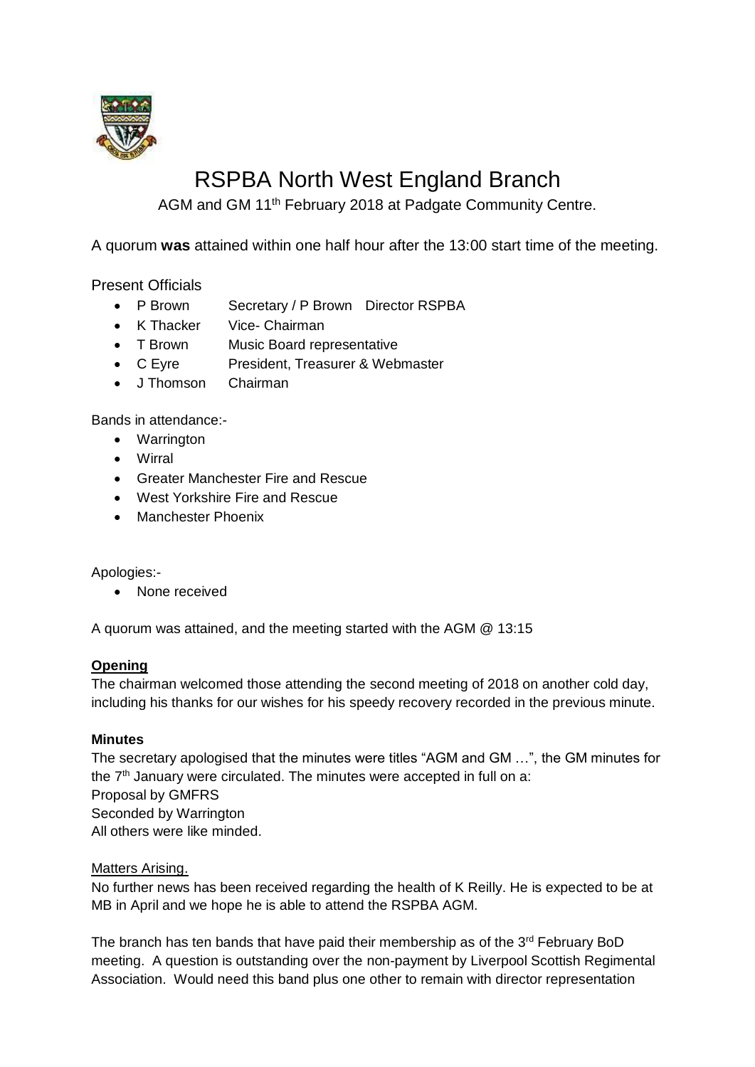# RSPBA North West England Branch

AGM and GM 11th February 2018 at Padgate Community Centre.

A quorum **was** attained within one half hour after the 13:00 start time of the meeting.

Present Officials

- P Brown Secretary / P Brown Director RSPBA
- K Thacker Vice- Chairman
- T Brown Music Board representative
- C Eyre President, Treasurer & Webmaster
- J Thomson Chairman

Bands in attendance:-

- Warrington
- Wirral
- Greater Manchester Fire and Rescue
- West Yorkshire Fire and Rescue
- Manchester Phoenix

Apologies:-

- None received

A quorum was attained, and the meeting started with the AGM @ 13:15

**Opening**

The chairman welcomed those attending the second meeting of 2018 on another cold day, including his thanks for our wishes for his speedy recovery recorded in the previous minute.

**Minutes**

The secretary apologised that the minutes were titles "AGM and GM …", the GM minutes for the 7th January were circulated. The minutes were accepted in full on a:
Proposal by GMFRS
Seconded by Warrington
All others were like minded.

Matters Arising.

No further news has been received regarding the health of K Reilly. He is expected to be at MB in April and we hope he is able to attend the RSPBA AGM.

The branch has ten bands that have paid their membership as of the 3rd February BoD meeting. A question is outstanding over the non-payment by Liverpool Scottish Regimental Association. Would need this band plus one other to remain with director representation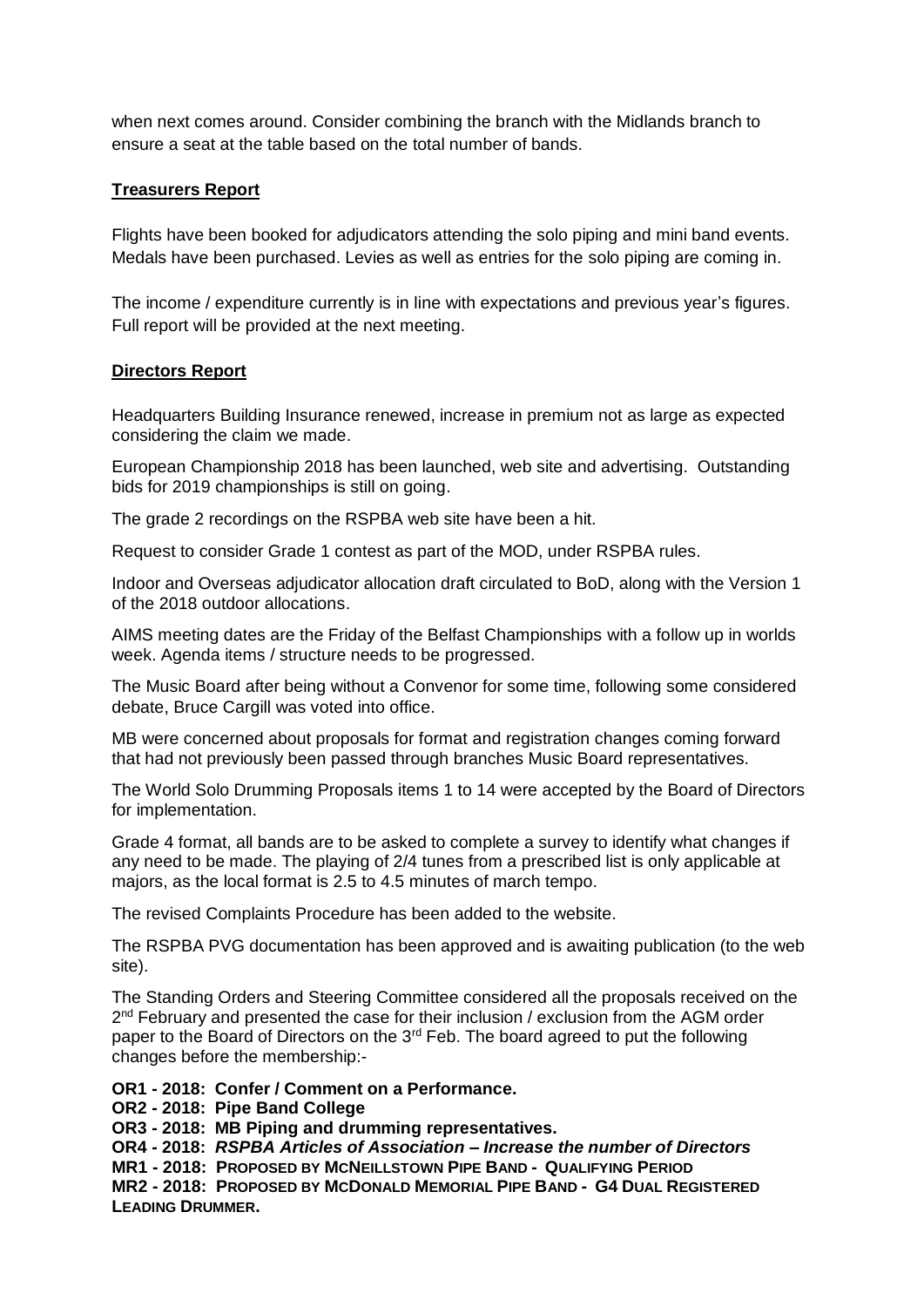when next comes around. Consider combining the branch with the Midlands branch to ensure a seat at the table based on the total number of bands.

**Treasurers Report**

Flights have been booked for adjudicators attending the solo piping and mini band events. Medals have been purchased. Levies as well as entries for the solo piping are coming in.

The income / expenditure currently is in line with expectations and previous year's figures. Full report will be provided at the next meeting.

**Directors Report**

Headquarters Building Insurance renewed, increase in premium not as large as expected considering the claim we made.

European Championship 2018 has been launched, web site and advertising. Outstanding bids for 2019 championships is still on going.

The grade 2 recordings on the RSPBA web site have been a hit.

Request to consider Grade 1 contest as part of the MOD, under RSPBA rules.

Indoor and Overseas adjudicator allocation draft circulated to BoD, along with the Version 1 of the 2018 outdoor allocations.

AIMS meeting dates are the Friday of the Belfast Championships with a follow up in worlds week. Agenda items / structure needs to be progressed.

The Music Board after being without a Convenor for some time, following some considered debate, Bruce Cargill was voted into office.

MB were concerned about proposals for format and registration changes coming forward that had not previously been passed through branches Music Board representatives.

The World Solo Drumming Proposals items 1 to 14 were accepted by the Board of Directors for implementation.

Grade 4 format, all bands are to be asked to complete a survey to identify what changes if any need to be made. The playing of 2/4 tunes from a prescribed list is only applicable at majors, as the local format is 2.5 to 4.5 minutes of march tempo.

The revised Complaints Procedure has been added to the website.

The RSPBA PVG documentation has been approved and is awaiting publication (to the web site).

The Standing Orders and Steering Committee considered all the proposals received on the 2nd February and presented the case for their inclusion / exclusion from the AGM order paper to the Board of Directors on the 3rd Feb. The board agreed to put the following changes before the membership:-

**OR1 - 2018: Confer / Comment on a Performance.**
**OR2 - 2018: Pipe Band College**
**OR3 - 2018: MB Piping and drumming representatives.**
**OR4 - 2018: *RSPBA Articles of Association – Increase the number of Directors***
**MR1 - 2018: PROPOSED BY MCNEILLSTOWN PIPE BAND - QUALIFYING PERIOD**
**MR2 - 2018: PROPOSED BY MCDONALD MEMORIAL PIPE BAND - G4 DUAL REGISTERED LEADING DRUMMER.**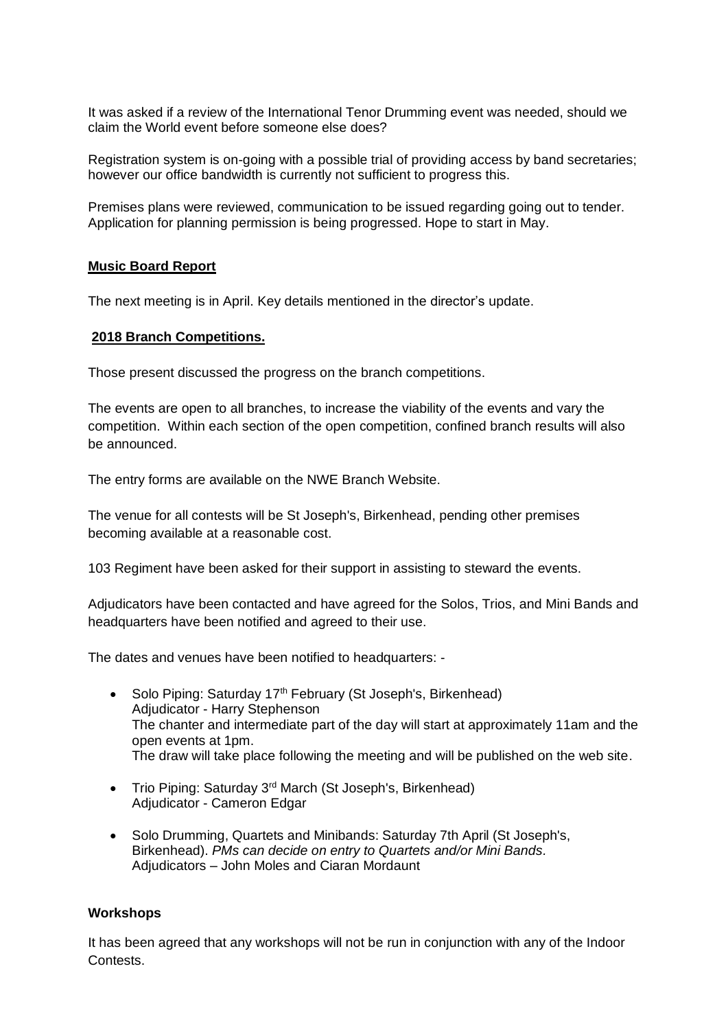It was asked if a review of the International Tenor Drumming event was needed, should we claim the World event before someone else does?

Registration system is on-going with a possible trial of providing access by band secretaries; however our office bandwidth is currently not sufficient to progress this.

Premises plans were reviewed, communication to be issued regarding going out to tender. Application for planning permission is being progressed. Hope to start in May.

**Music Board Report**

The next meeting is in April. Key details mentioned in the director's update.

**2018 Branch Competitions.**

Those present discussed the progress on the branch competitions.

The events are open to all branches, to increase the viability of the events and vary the competition. Within each section of the open competition, confined branch results will also be announced.

The entry forms are available on the NWE Branch Website.

The venue for all contests will be St Joseph's, Birkenhead, pending other premises becoming available at a reasonable cost.

103 Regiment have been asked for their support in assisting to steward the events.

Adjudicators have been contacted and have agreed for the Solos, Trios, and Mini Bands and headquarters have been notified and agreed to their use.

The dates and venues have been notified to headquarters: -

- Solo Piping: Saturday 17th February (St Joseph's, Birkenhead)
  Adjudicator - Harry Stephenson
  The chanter and intermediate part of the day will start at approximately 11am and the open events at 1pm.
  The draw will take place following the meeting and will be published on the web site.
- Trio Piping: Saturday 3rd March (St Joseph's, Birkenhead)
  Adjudicator - Cameron Edgar
- Solo Drumming, Quartets and Minibands: Saturday 7th April (St Joseph's, Birkenhead). *PMs can decide on entry to Quartets and/or Mini Bands.*
  Adjudicators – John Moles and Ciaran Mordaunt

**Workshops**

It has been agreed that any workshops will not be run in conjunction with any of the Indoor Contests.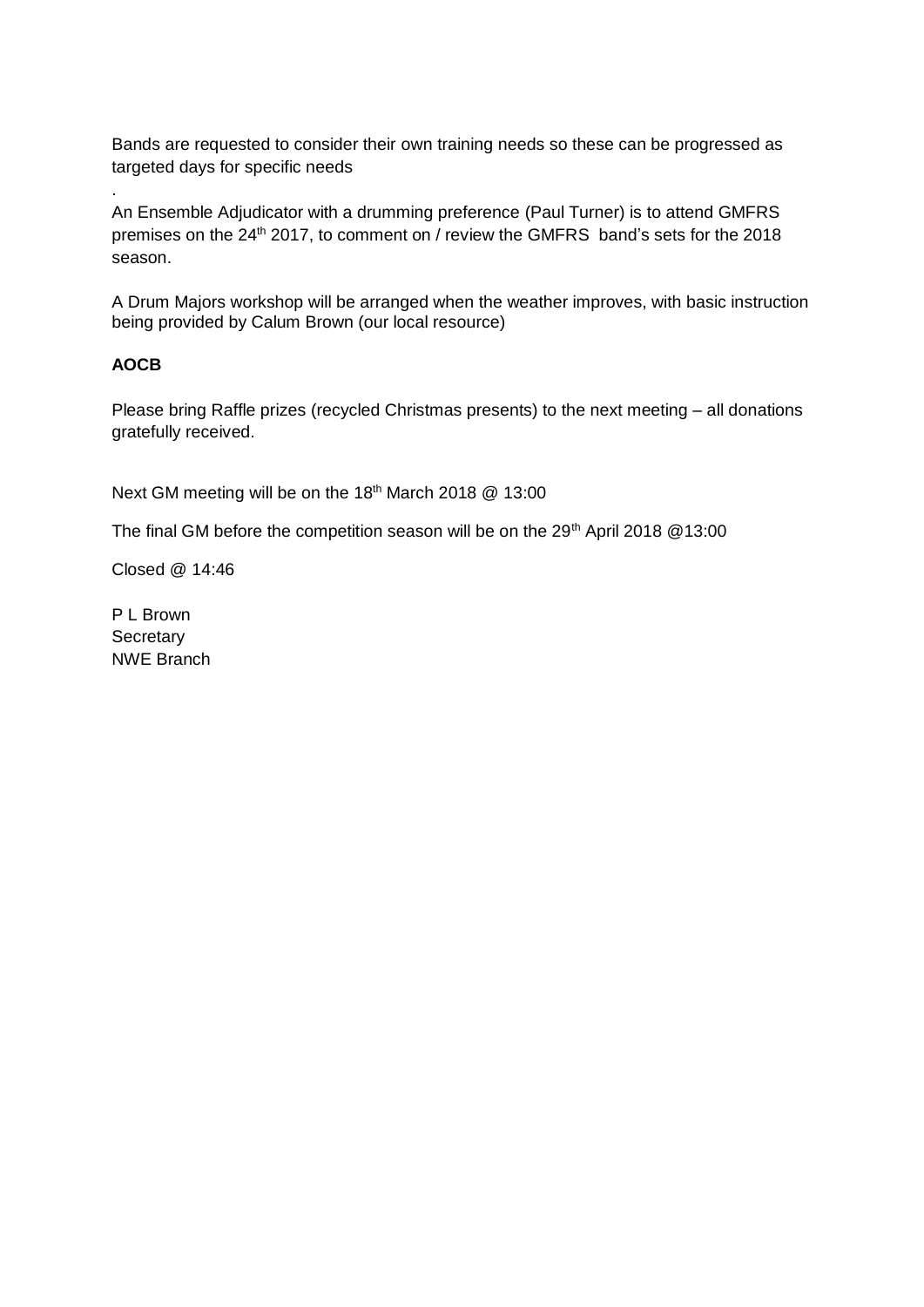Bands are requested to consider their own training needs so these can be progressed as targeted days for specific needs

.

An Ensemble Adjudicator with a drumming preference (Paul Turner) is to attend GMFRS premises on the 24th 2017, to comment on / review the GMFRS band's sets for the 2018 season.

A Drum Majors workshop will be arranged when the weather improves, with basic instruction being provided by Calum Brown (our local resource)

**AOCB**

Please bring Raffle prizes (recycled Christmas presents) to the next meeting – all donations gratefully received.

Next GM meeting will be on the 18th March 2018 @ 13:00

The final GM before the competition season will be on the 29th April 2018 @13:00

Closed @ 14:46

P L Brown
Secretary
NWE Branch